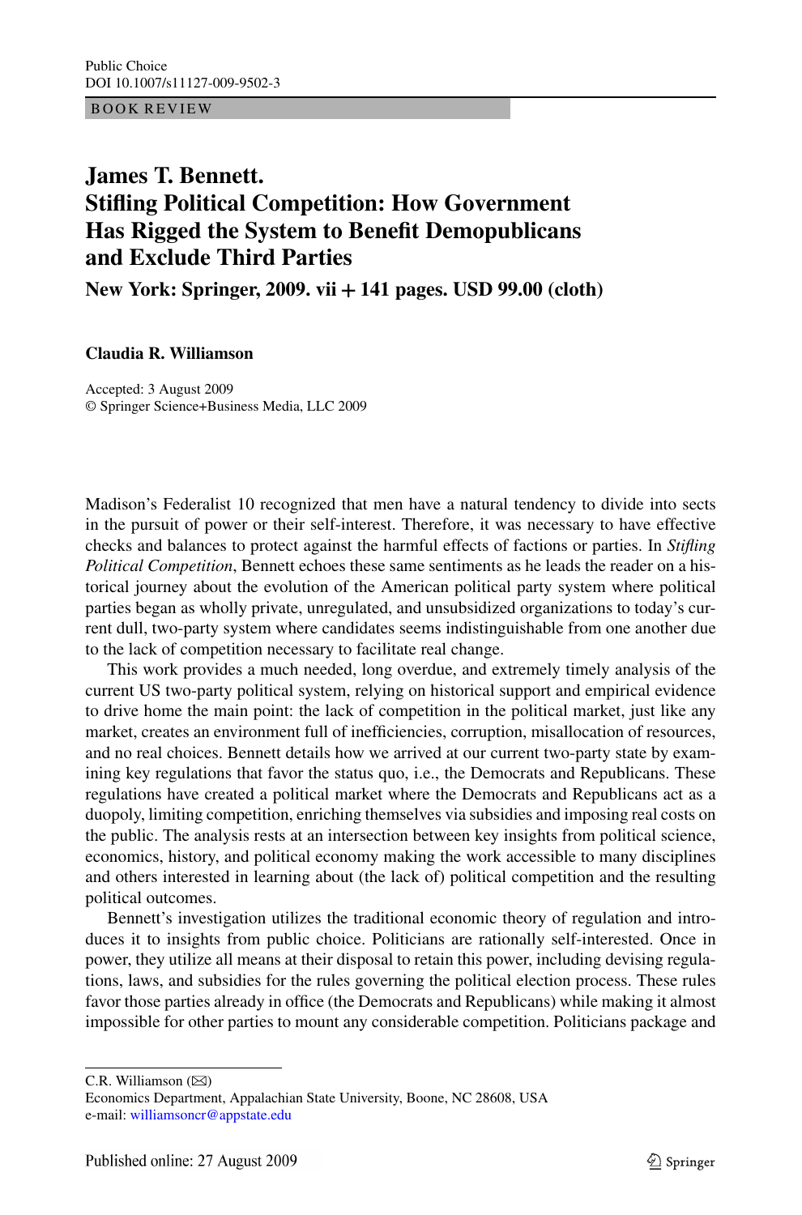BOOK REVIEW

# James T. Bennett. Stifling Political Competition: How Government Has Rigged the System to Benefit Demopublicans and Exclude Third Parties

**New York: Springer, 2009. vii + 141 pages. USD 99.00 (cloth)**

**Claudia R. Williamson**

Accepted: 3 August 2009
© Springer Science+Business Media, LLC 2009

Madison's Federalist 10 recognized that men have a natural tendency to divide into sects in the pursuit of power or their self-interest. Therefore, it was necessary to have effective checks and balances to protect against the harmful effects of factions or parties. In *Stifling Political Competition*, Bennett echoes these same sentiments as he leads the reader on a historical journey about the evolution of the American political party system where political parties began as wholly private, unregulated, and unsubsidized organizations to today's current dull, two-party system where candidates seems indistinguishable from one another due to the lack of competition necessary to facilitate real change.

This work provides a much needed, long overdue, and extremely timely analysis of the current US two-party political system, relying on historical support and empirical evidence to drive home the main point: the lack of competition in the political market, just like any market, creates an environment full of inefficiencies, corruption, misallocation of resources, and no real choices. Bennett details how we arrived at our current two-party state by examining key regulations that favor the status quo, i.e., the Democrats and Republicans. These regulations have created a political market where the Democrats and Republicans act as a duopoly, limiting competition, enriching themselves via subsidies and imposing real costs on the public. The analysis rests at an intersection between key insights from political science, economics, history, and political economy making the work accessible to many disciplines and others interested in learning about (the lack of) political competition and the resulting political outcomes.

Bennett's investigation utilizes the traditional economic theory of regulation and introduces it to insights from public choice. Politicians are rationally self-interested. Once in power, they utilize all means at their disposal to retain this power, including devising regulations, laws, and subsidies for the rules governing the political election process. These rules favor those parties already in office (the Democrats and Republicans) while making it almost impossible for other parties to mount any considerable competition. Politicians package and

---

C.R. Williamson (✉)
Economics Department, Appalachian State University, Boone, NC 28608, USA
e-mail: williamsoncr@appstate.edu

Published online: 27 August 2009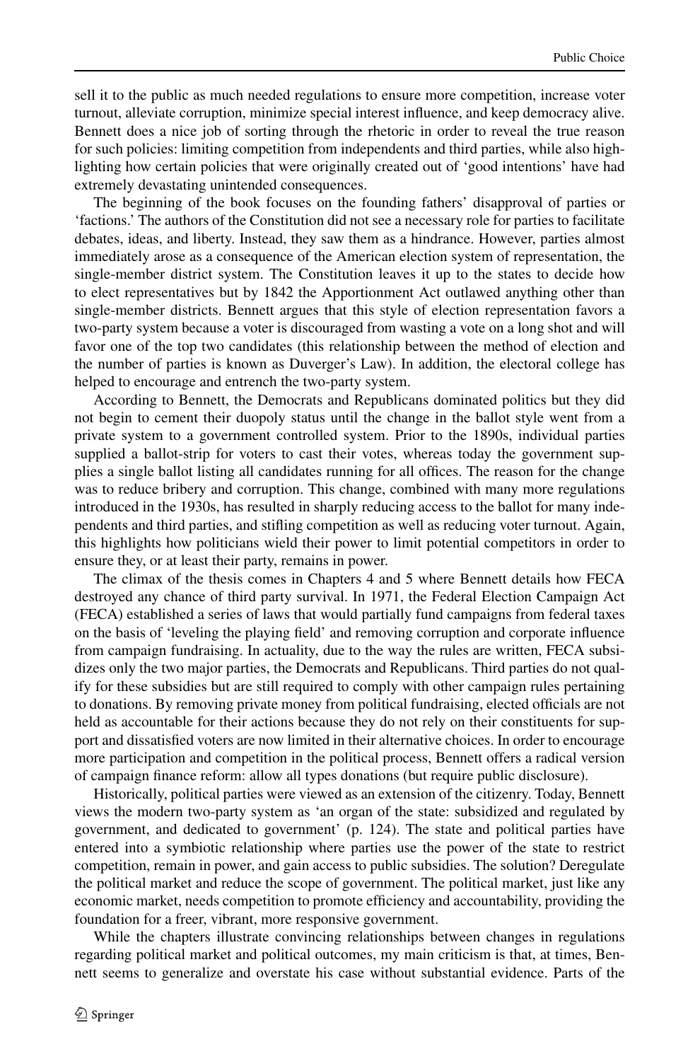sell it to the public as much needed regulations to ensure more competition, increase voter turnout, alleviate corruption, minimize special interest influence, and keep democracy alive. Bennett does a nice job of sorting through the rhetoric in order to reveal the true reason for such policies: limiting competition from independents and third parties, while also highlighting how certain policies that were originally created out of 'good intentions' have had extremely devastating unintended consequences.

The beginning of the book focuses on the founding fathers' disapproval of parties or 'factions.' The authors of the Constitution did not see a necessary role for parties to facilitate debates, ideas, and liberty. Instead, they saw them as a hindrance. However, parties almost immediately arose as a consequence of the American election system of representation, the single-member district system. The Constitution leaves it up to the states to decide how to elect representatives but by 1842 the Apportionment Act outlawed anything other than single-member districts. Bennett argues that this style of election representation favors a two-party system because a voter is discouraged from wasting a vote on a long shot and will favor one of the top two candidates (this relationship between the method of election and the number of parties is known as Duverger's Law). In addition, the electoral college has helped to encourage and entrench the two-party system.

According to Bennett, the Democrats and Republicans dominated politics but they did not begin to cement their duopoly status until the change in the ballot style went from a private system to a government controlled system. Prior to the 1890s, individual parties supplied a ballot-strip for voters to cast their votes, whereas today the government supplies a single ballot listing all candidates running for all offices. The reason for the change was to reduce bribery and corruption. This change, combined with many more regulations introduced in the 1930s, has resulted in sharply reducing access to the ballot for many independents and third parties, and stifling competition as well as reducing voter turnout. Again, this highlights how politicians wield their power to limit potential competitors in order to ensure they, or at least their party, remains in power.

The climax of the thesis comes in Chapters 4 and 5 where Bennett details how FECA destroyed any chance of third party survival. In 1971, the Federal Election Campaign Act (FECA) established a series of laws that would partially fund campaigns from federal taxes on the basis of 'leveling the playing field' and removing corruption and corporate influence from campaign fundraising. In actuality, due to the way the rules are written, FECA subsidizes only the two major parties, the Democrats and Republicans. Third parties do not qualify for these subsidies but are still required to comply with other campaign rules pertaining to donations. By removing private money from political fundraising, elected officials are not held as accountable for their actions because they do not rely on their constituents for support and dissatisfied voters are now limited in their alternative choices. In order to encourage more participation and competition in the political process, Bennett offers a radical version of campaign finance reform: allow all types donations (but require public disclosure).

Historically, political parties were viewed as an extension of the citizenry. Today, Bennett views the modern two-party system as 'an organ of the state: subsidized and regulated by government, and dedicated to government' (p. 124). The state and political parties have entered into a symbiotic relationship where parties use the power of the state to restrict competition, remain in power, and gain access to public subsidies. The solution? Deregulate the political market and reduce the scope of government. The political market, just like any economic market, needs competition to promote efficiency and accountability, providing the foundation for a freer, vibrant, more responsive government.

While the chapters illustrate convincing relationships between changes in regulations regarding political market and political outcomes, my main criticism is that, at times, Bennett seems to generalize and overstate his case without substantial evidence. Parts of the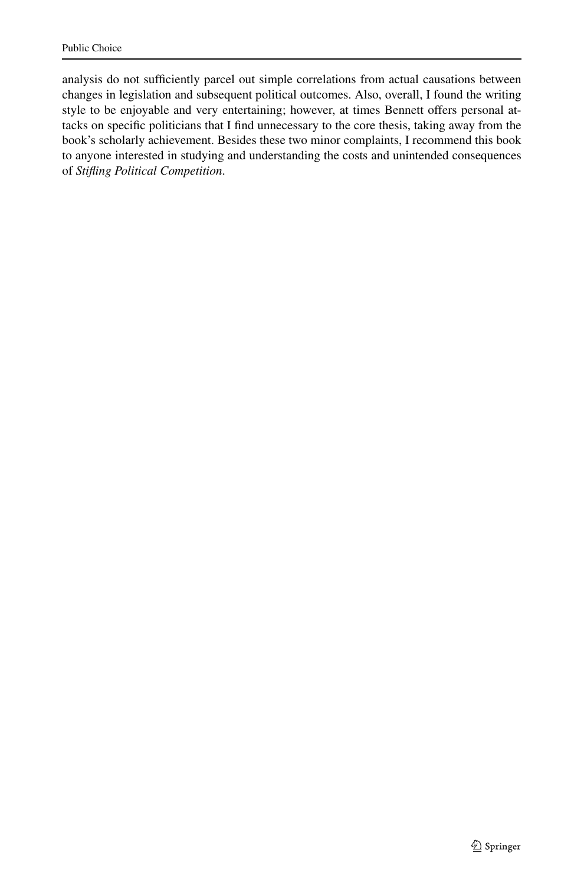analysis do not sufficiently parcel out simple correlations from actual causations between changes in legislation and subsequent political outcomes. Also, overall, I found the writing style to be enjoyable and very entertaining; however, at times Bennett offers personal attacks on specific politicians that I find unnecessary to the core thesis, taking away from the book's scholarly achievement. Besides these two minor complaints, I recommend this book to anyone interested in studying and understanding the costs and unintended consequences of *Stifling Political Competition*.